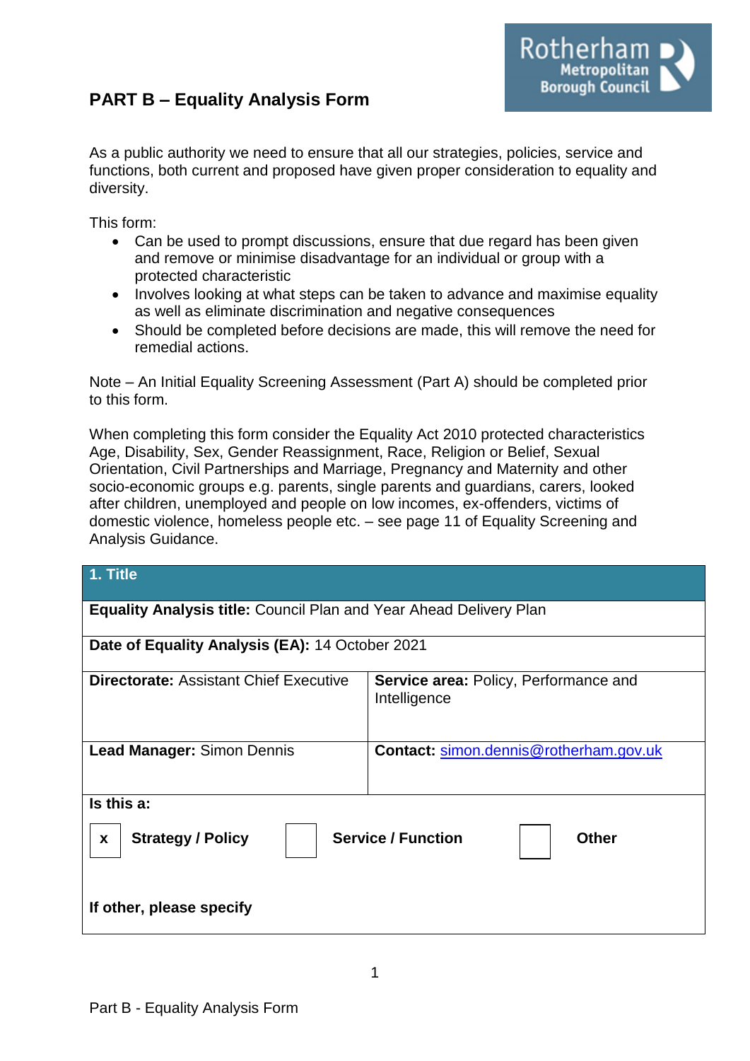# PART B – Equality Analysis Form

As a public authority we need to ensure that all our strategies, policies, service and functions, both current and proposed have given proper consideration to equality and diversity.

This form:

- Can be used to prompt discussions, ensure that due regard has been given and remove or minimise disadvantage for an individual or group with a protected characteristic
- Involves looking at what steps can be taken to advance and maximise equality as well as eliminate discrimination and negative consequences
- Should be completed before decisions are made, this will remove the need for remedial actions.

Note – An Initial Equality Screening Assessment (Part A) should be completed prior to this form.

When completing this form consider the Equality Act 2010 protected characteristics Age, Disability, Sex, Gender Reassignment, Race, Religion or Belief, Sexual Orientation, Civil Partnerships and Marriage, Pregnancy and Maternity and other socio-economic groups e.g. parents, single parents and guardians, carers, looked after children, unemployed and people on low incomes, ex-offenders, victims of domestic violence, homeless people etc. – see page 11 of Equality Screening and Analysis Guidance.

| **1. Title** | |
|---|---|
| **Equality Analysis title:** Council Plan and Year Ahead Delivery Plan | |
| **Date of Equality Analysis (EA):** 14 October 2021 | |
| **Directorate:** Assistant Chief Executive | **Service area:** Policy, Performance and Intelligence |
| **Lead Manager:** Simon Dennis | **Contact:** simon.dennis@rotherham.gov.uk |
| **Is this a:** [x] **Strategy / Policy** [ ] **Service / Function** [ ] **Other** | |
| **If other, please specify** | |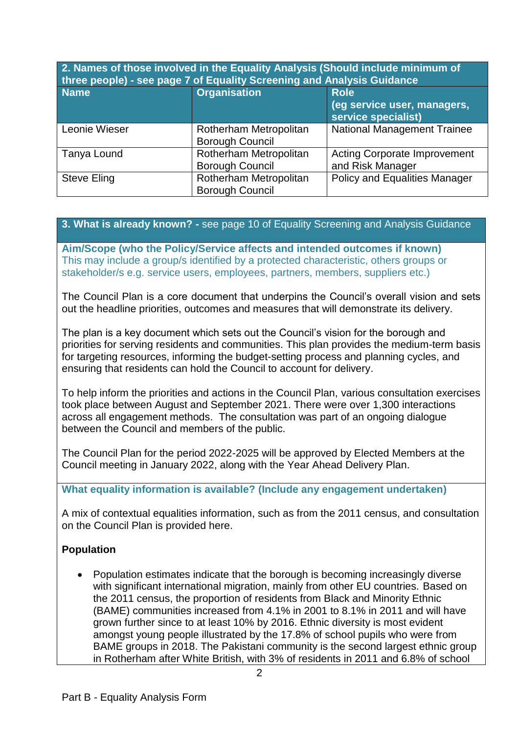| 2. Names of those involved in the Equality Analysis (Should include minimum of three people) - see page 7 of Equality Screening and Analysis Guidance | | |
|---|---|---|
| **Name** | **Organisation** | **Role (eg service user, managers, service specialist)** |
| Leonie Wieser | Rotherham Metropolitan Borough Council | National Management Trainee |
| Tanya Lound | Rotherham Metropolitan Borough Council | Acting Corporate Improvement and Risk Manager |
| Steve Eling | Rotherham Metropolitan Borough Council | Policy and Equalities Manager |

## 3. What is already known? - see page 10 of Equality Screening and Analysis Guidance

**Aim/Scope (who the Policy/Service affects and intended outcomes if known)**
This may include a group/s identified by a protected characteristic, others groups or stakeholder/s e.g. service users, employees, partners, members, suppliers etc.)

The Council Plan is a core document that underpins the Council's overall vision and sets out the headline priorities, outcomes and measures that will demonstrate its delivery.

The plan is a key document which sets out the Council's vision for the borough and priorities for serving residents and communities. This plan provides the medium-term basis for targeting resources, informing the budget-setting process and planning cycles, and ensuring that residents can hold the Council to account for delivery.

To help inform the priorities and actions in the Council Plan, various consultation exercises took place between August and September 2021. There were over 1,300 interactions across all engagement methods. The consultation was part of an ongoing dialogue between the Council and members of the public.

The Council Plan for the period 2022-2025 will be approved by Elected Members at the Council meeting in January 2022, along with the Year Ahead Delivery Plan.

**What equality information is available? (Include any engagement undertaken)**

A mix of contextual equalities information, such as from the 2011 census, and consultation on the Council Plan is provided here.

**Population**

- Population estimates indicate that the borough is becoming increasingly diverse with significant international migration, mainly from other EU countries. Based on the 2011 census, the proportion of residents from Black and Minority Ethnic (BAME) communities increased from 4.1% in 2001 to 8.1% in 2011 and will have grown further since to at least 10% by 2016. Ethnic diversity is most evident amongst young people illustrated by the 17.8% of school pupils who were from BAME groups in 2018. The Pakistani community is the second largest ethnic group in Rotherham after White British, with 3% of residents in 2011 and 6.8% of school

Part B - Equality Analysis Form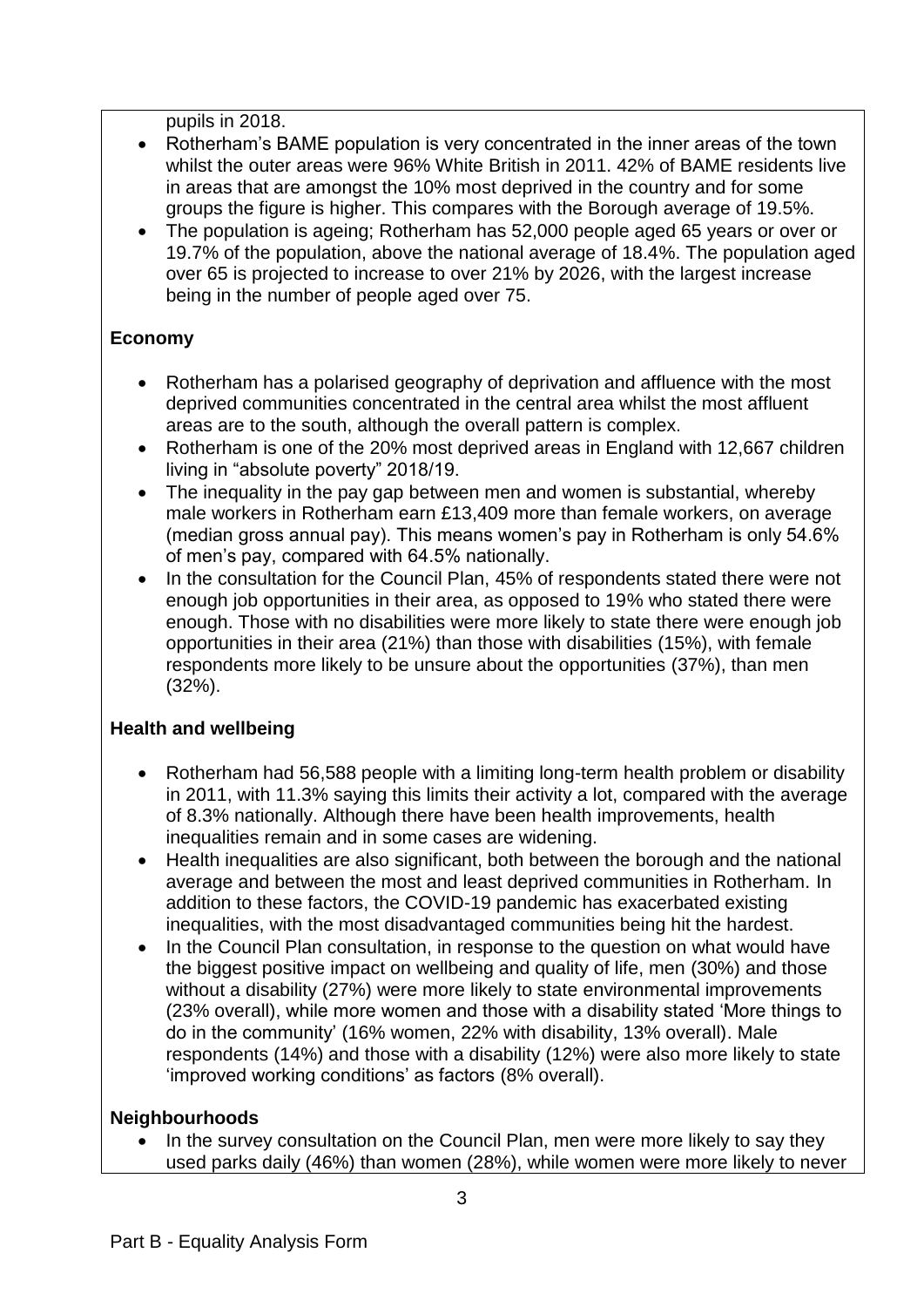pupils in 2018.

- Rotherham's BAME population is very concentrated in the inner areas of the town whilst the outer areas were 96% White British in 2011. 42% of BAME residents live in areas that are amongst the 10% most deprived in the country and for some groups the figure is higher. This compares with the Borough average of 19.5%.
- The population is ageing; Rotherham has 52,000 people aged 65 years or over or 19.7% of the population, above the national average of 18.4%. The population aged over 65 is projected to increase to over 21% by 2026, with the largest increase being in the number of people aged over 75.

**Economy**

- Rotherham has a polarised geography of deprivation and affluence with the most deprived communities concentrated in the central area whilst the most affluent areas are to the south, although the overall pattern is complex.
- Rotherham is one of the 20% most deprived areas in England with 12,667 children living in "absolute poverty" 2018/19.
- The inequality in the pay gap between men and women is substantial, whereby male workers in Rotherham earn £13,409 more than female workers, on average (median gross annual pay). This means women's pay in Rotherham is only 54.6% of men's pay, compared with 64.5% nationally.
- In the consultation for the Council Plan, 45% of respondents stated there were not enough job opportunities in their area, as opposed to 19% who stated there were enough. Those with no disabilities were more likely to state there were enough job opportunities in their area (21%) than those with disabilities (15%), with female respondents more likely to be unsure about the opportunities (37%), than men (32%).

**Health and wellbeing**

- Rotherham had 56,588 people with a limiting long-term health problem or disability in 2011, with 11.3% saying this limits their activity a lot, compared with the average of 8.3% nationally. Although there have been health improvements, health inequalities remain and in some cases are widening.
- Health inequalities are also significant, both between the borough and the national average and between the most and least deprived communities in Rotherham. In addition to these factors, the COVID-19 pandemic has exacerbated existing inequalities, with the most disadvantaged communities being hit the hardest.
- In the Council Plan consultation, in response to the question on what would have the biggest positive impact on wellbeing and quality of life, men (30%) and those without a disability (27%) were more likely to state environmental improvements (23% overall), while more women and those with a disability stated 'More things to do in the community' (16% women, 22% with disability, 13% overall). Male respondents (14%) and those with a disability (12%) were also more likely to state 'improved working conditions' as factors (8% overall).

**Neighbourhoods**

- In the survey consultation on the Council Plan, men were more likely to say they used parks daily (46%) than women (28%), while women were more likely to never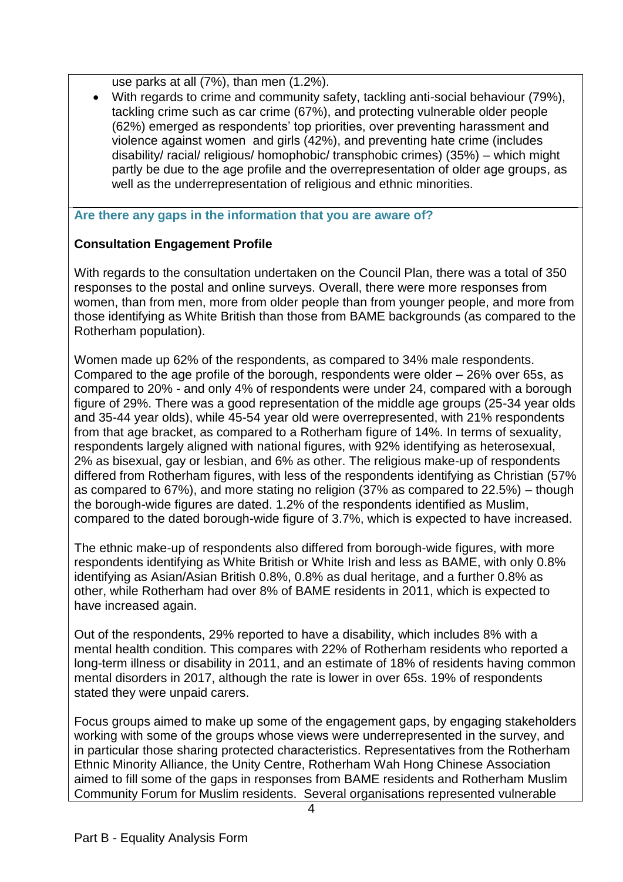use parks at all (7%), than men (1.2%).

- With regards to crime and community safety, tackling anti-social behaviour (79%), tackling crime such as car crime (67%), and protecting vulnerable older people (62%) emerged as respondents' top priorities, over preventing harassment and violence against women and girls (42%), and preventing hate crime (includes disability/ racial/ religious/ homophobic/ transphobic crimes) (35%) – which might partly be due to the age profile and the overrepresentation of older age groups, as well as the underrepresentation of religious and ethnic minorities.

**Are there any gaps in the information that you are aware of?**

**Consultation Engagement Profile**

With regards to the consultation undertaken on the Council Plan, there was a total of 350 responses to the postal and online surveys. Overall, there were more responses from women, than from men, more from older people than from younger people, and more from those identifying as White British than those from BAME backgrounds (as compared to the Rotherham population).

Women made up 62% of the respondents, as compared to 34% male respondents. Compared to the age profile of the borough, respondents were older – 26% over 65s, as compared to 20% - and only 4% of respondents were under 24, compared with a borough figure of 29%. There was a good representation of the middle age groups (25-34 year olds and 35-44 year olds), while 45-54 year old were overrepresented, with 21% respondents from that age bracket, as compared to a Rotherham figure of 14%. In terms of sexuality, respondents largely aligned with national figures, with 92% identifying as heterosexual, 2% as bisexual, gay or lesbian, and 6% as other. The religious make-up of respondents differed from Rotherham figures, with less of the respondents identifying as Christian (57% as compared to 67%), and more stating no religion (37% as compared to 22.5%) – though the borough-wide figures are dated. 1.2% of the respondents identified as Muslim, compared to the dated borough-wide figure of 3.7%, which is expected to have increased.

The ethnic make-up of respondents also differed from borough-wide figures, with more respondents identifying as White British or White Irish and less as BAME, with only 0.8% identifying as Asian/Asian British 0.8%, 0.8% as dual heritage, and a further 0.8% as other, while Rotherham had over 8% of BAME residents in 2011, which is expected to have increased again.

Out of the respondents, 29% reported to have a disability, which includes 8% with a mental health condition. This compares with 22% of Rotherham residents who reported a long-term illness or disability in 2011, and an estimate of 18% of residents having common mental disorders in 2017, although the rate is lower in over 65s. 19% of respondents stated they were unpaid carers.

Focus groups aimed to make up some of the engagement gaps, by engaging stakeholders working with some of the groups whose views were underrepresented in the survey, and in particular those sharing protected characteristics. Representatives from the Rotherham Ethnic Minority Alliance, the Unity Centre, Rotherham Wah Hong Chinese Association aimed to fill some of the gaps in responses from BAME residents and Rotherham Muslim Community Forum for Muslim residents. Several organisations represented vulnerable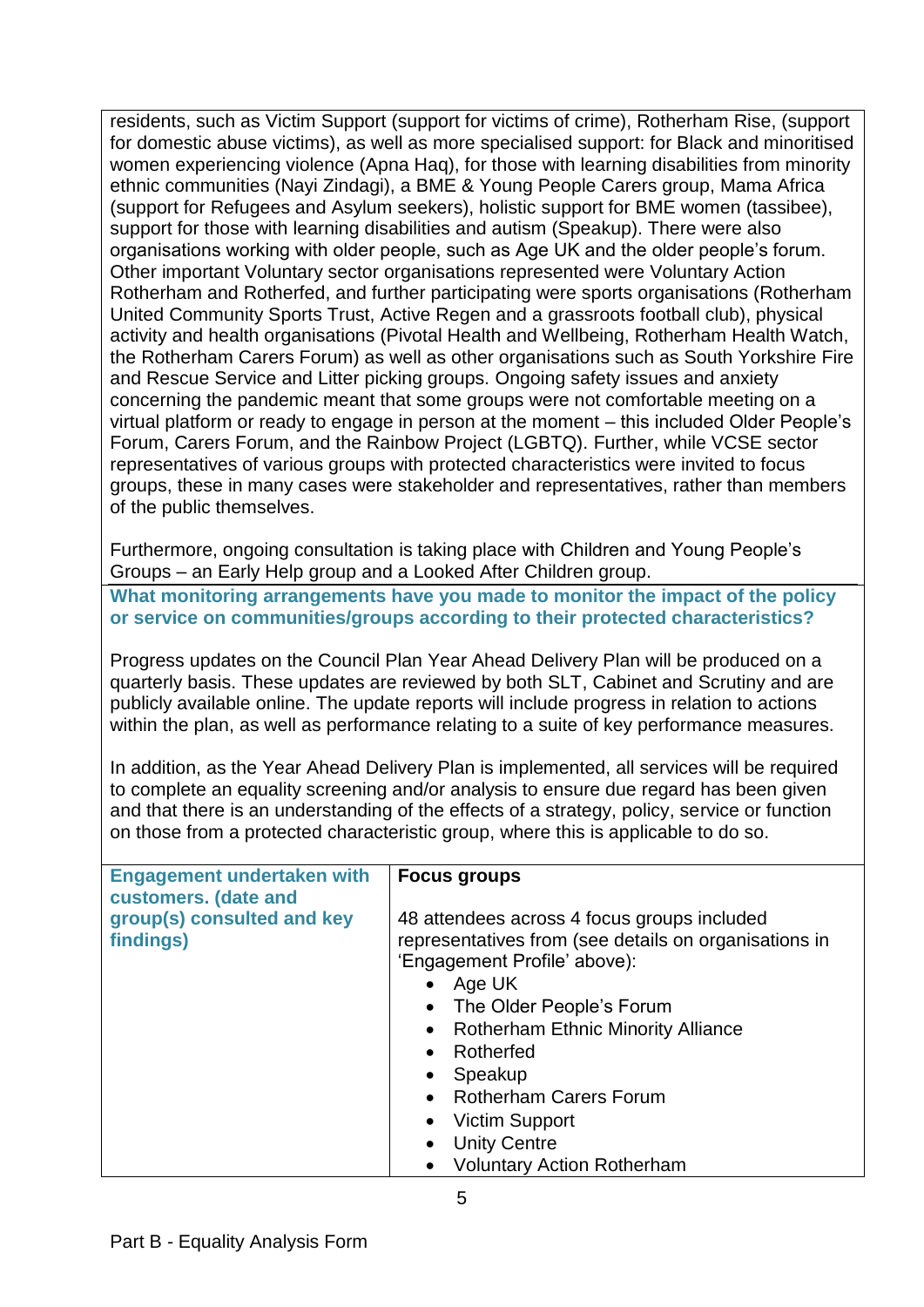residents, such as Victim Support (support for victims of crime), Rotherham Rise, (support for domestic abuse victims), as well as more specialised support: for Black and minoritised women experiencing violence (Apna Haq), for those with learning disabilities from minority ethnic communities (Nayi Zindagi), a BME & Young People Carers group, Mama Africa (support for Refugees and Asylum seekers), holistic support for BME women (tassibee), support for those with learning disabilities and autism (Speakup). There were also organisations working with older people, such as Age UK and the older people's forum. Other important Voluntary sector organisations represented were Voluntary Action Rotherham and Rotherfed, and further participating were sports organisations (Rotherham United Community Sports Trust, Active Regen and a grassroots football club), physical activity and health organisations (Pivotal Health and Wellbeing, Rotherham Health Watch, the Rotherham Carers Forum) as well as other organisations such as South Yorkshire Fire and Rescue Service and Litter picking groups. Ongoing safety issues and anxiety concerning the pandemic meant that some groups were not comfortable meeting on a virtual platform or ready to engage in person at the moment – this included Older People's Forum, Carers Forum, and the Rainbow Project (LGBTQ). Further, while VCSE sector representatives of various groups with protected characteristics were invited to focus groups, these in many cases were stakeholder and representatives, rather than members of the public themselves.

Furthermore, ongoing consultation is taking place with Children and Young People's Groups – an Early Help group and a Looked After Children group.

**What monitoring arrangements have you made to monitor the impact of the policy or service on communities/groups according to their protected characteristics?**

Progress updates on the Council Plan Year Ahead Delivery Plan will be produced on a quarterly basis. These updates are reviewed by both SLT, Cabinet and Scrutiny and are publicly available online. The update reports will include progress in relation to actions within the plan, as well as performance relating to a suite of key performance measures.

In addition, as the Year Ahead Delivery Plan is implemented, all services will be required to complete an equality screening and/or analysis to ensure due regard has been given and that there is an understanding of the effects of a strategy, policy, service or function on those from a protected characteristic group, where this is applicable to do so.

| **Engagement undertaken with customers. (date and group(s) consulted and key findings)** | **Focus groups**<br><br>48 attendees across 4 focus groups included representatives from (see details on organisations in 'Engagement Profile' above):<br>• Age UK<br>• The Older People's Forum<br>• Rotherham Ethnic Minority Alliance<br>• Rotherfed<br>• Speakup<br>• Rotherham Carers Forum<br>• Victim Support<br>• Unity Centre<br>• Voluntary Action Rotherham |
|---|---|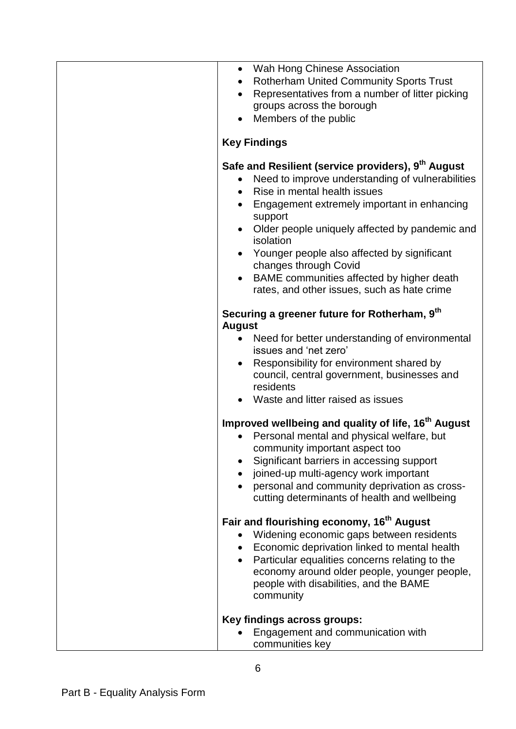| | - Wah Hong Chinese Association<br>- Rotherham United Community Sports Trust<br>- Representatives from a number of litter picking groups across the borough<br>- Members of the public<br><br>**Key Findings**<br><br>**Safe and Resilient (service providers), 9th August**<br>- Need to improve understanding of vulnerabilities<br>- Rise in mental health issues<br>- Engagement extremely important in enhancing support<br>- Older people uniquely affected by pandemic and isolation<br>- Younger people also affected by significant changes through Covid<br>- BAME communities affected by higher death rates, and other issues, such as hate crime<br><br>**Securing a greener future for Rotherham, 9th August**<br>- Need for better understanding of environmental issues and 'net zero'<br>- Responsibility for environment shared by council, central government, businesses and residents<br>- Waste and litter raised as issues<br><br>**Improved wellbeing and quality of life, 16th August**<br>- Personal mental and physical welfare, but community important aspect too<br>- Significant barriers in accessing support<br>- joined-up multi-agency work important<br>- personal and community deprivation as cross-cutting determinants of health and wellbeing<br><br>**Fair and flourishing economy, 16th August**<br>- Widening economic gaps between residents<br>- Economic deprivation linked to mental health<br>- Particular equalities concerns relating to the economy around older people, younger people, people with disabilities, and the BAME community<br><br>**Key findings across groups:**<br>- Engagement and communication with communities key |
|---|---|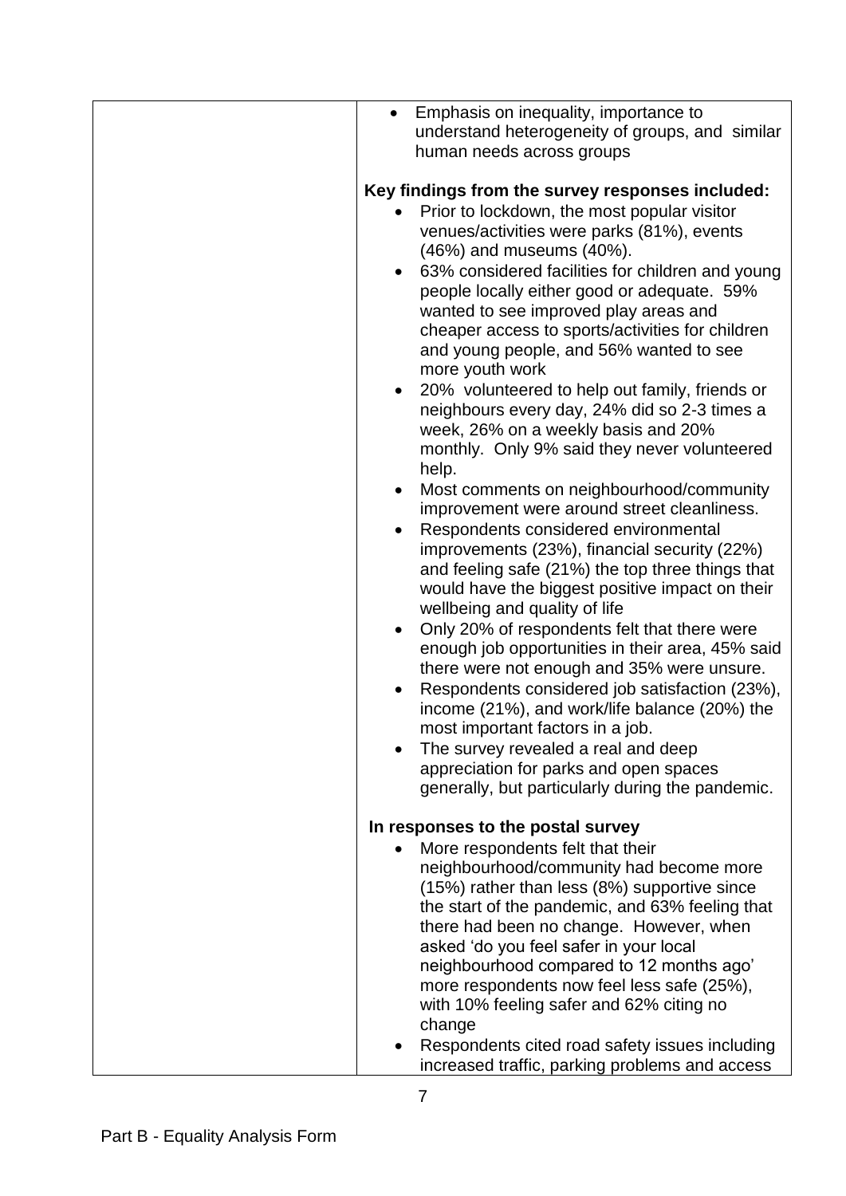| | |
|---|---|
| | <ul><li>Emphasis on inequality, importance to understand heterogeneity of groups, and similar human needs across groups</li></ul> **Key findings from the survey responses included:** <ul><li>Prior to lockdown, the most popular visitor venues/activities were parks (81%), events (46%) and museums (40%).</li><li>63% considered facilities for children and young people locally either good or adequate. 59% wanted to see improved play areas and cheaper access to sports/activities for children and young people, and 56% wanted to see more youth work</li><li>20% volunteered to help out family, friends or neighbours every day, 24% did so 2-3 times a week, 26% on a weekly basis and 20% monthly. Only 9% said they never volunteered help.</li><li>Most comments on neighbourhood/community improvement were around street cleanliness.</li><li>Respondents considered environmental improvements (23%), financial security (22%) and feeling safe (21%) the top three things that would have the biggest positive impact on their wellbeing and quality of life</li><li>Only 20% of respondents felt that there were enough job opportunities in their area, 45% said there were not enough and 35% were unsure.</li><li>Respondents considered job satisfaction (23%), income (21%), and work/life balance (20%) the most important factors in a job.</li><li>The survey revealed a real and deep appreciation for parks and open spaces generally, but particularly during the pandemic.</li></ul> **In responses to the postal survey** <ul><li>More respondents felt that their neighbourhood/community had become more (15%) rather than less (8%) supportive since the start of the pandemic, and 63% feeling that there had been no change. However, when asked 'do you feel safer in your local neighbourhood compared to 12 months ago' more respondents now feel less safe (25%), with 10% feeling safer and 62% citing no change</li><li>Respondents cited road safety issues including increased traffic, parking problems and access</li></ul> |

Part B - Equality Analysis Form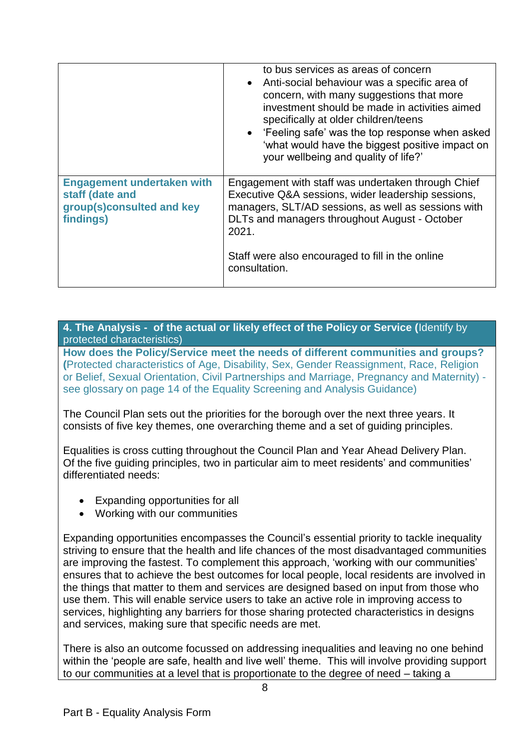| | |
|---|---|
| | to bus services as areas of concern<br>• Anti-social behaviour was a specific area of concern, with many suggestions that more investment should be made in activities aimed specifically at older children/teens<br>• 'Feeling safe' was the top response when asked 'what would have the biggest positive impact on your wellbeing and quality of life?' |
| **Engagement undertaken with staff (date and group(s)consulted and key findings)** | Engagement with staff was undertaken through Chief Executive Q&A sessions, wider leadership sessions, managers, SLT/AD sessions, as well as sessions with DLTs and managers throughout August - October 2021.<br><br>Staff were also encouraged to fill in the online consultation. |

## 4. The Analysis - of the actual or likely effect of the Policy or Service (Identify by protected characteristics)

**How does the Policy/Service meet the needs of different communities and groups? (**Protected characteristics of Age, Disability, Sex, Gender Reassignment, Race, Religion or Belief, Sexual Orientation, Civil Partnerships and Marriage, Pregnancy and Maternity) - see glossary on page 14 of the Equality Screening and Analysis Guidance)

The Council Plan sets out the priorities for the borough over the next three years. It consists of five key themes, one overarching theme and a set of guiding principles.

Equalities is cross cutting throughout the Council Plan and Year Ahead Delivery Plan. Of the five guiding principles, two in particular aim to meet residents' and communities' differentiated needs:

- Expanding opportunities for all
- Working with our communities

Expanding opportunities encompasses the Council's essential priority to tackle inequality striving to ensure that the health and life chances of the most disadvantaged communities are improving the fastest. To complement this approach, 'working with our communities' ensures that to achieve the best outcomes for local people, local residents are involved in the things that matter to them and services are designed based on input from those who use them. This will enable service users to take an active role in improving access to services, highlighting any barriers for those sharing protected characteristics in designs and services, making sure that specific needs are met.

There is also an outcome focussed on addressing inequalities and leaving no one behind within the 'people are safe, health and live well' theme. This will involve providing support to our communities at a level that is proportionate to the degree of need – taking a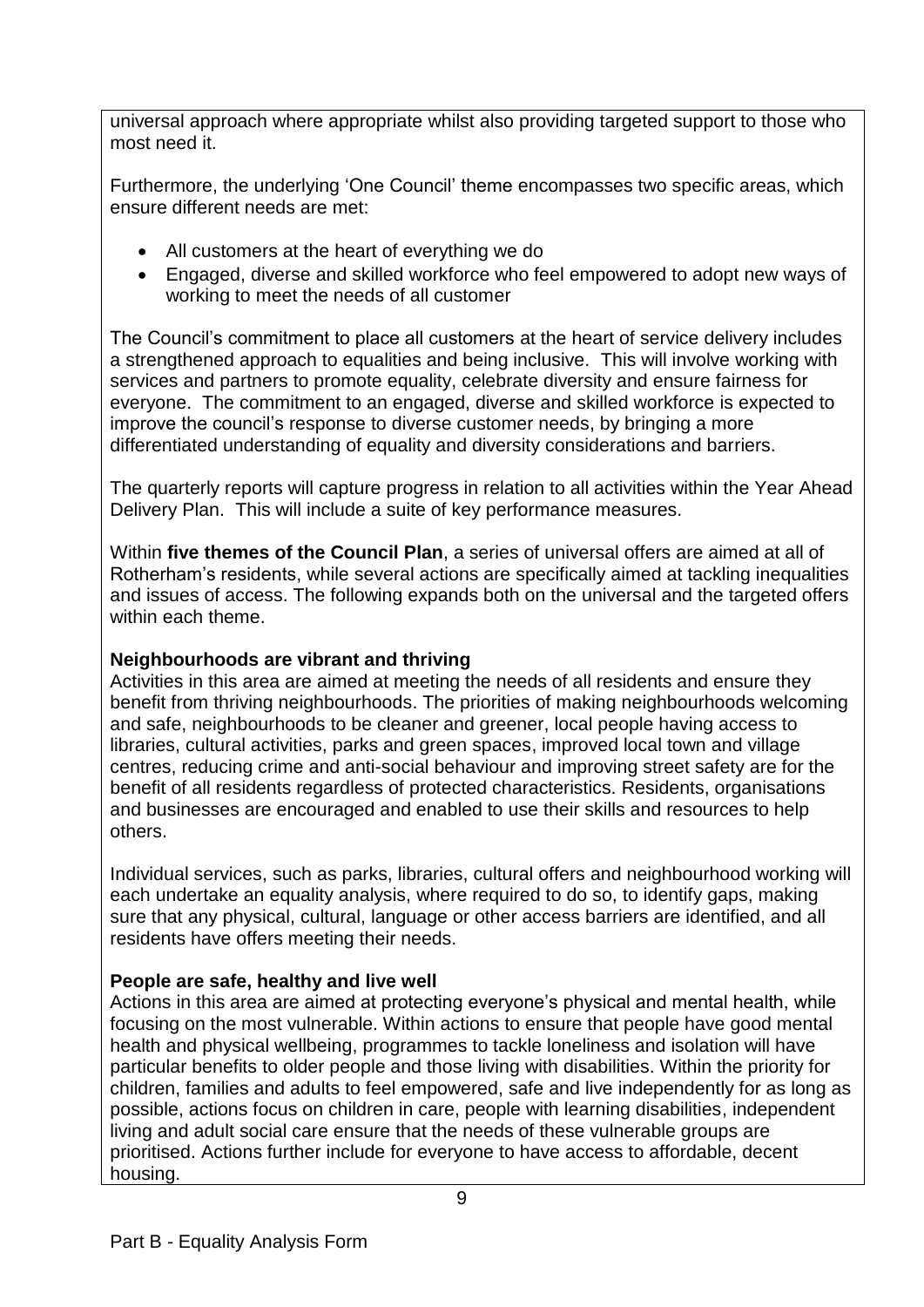universal approach where appropriate whilst also providing targeted support to those who most need it.

Furthermore, the underlying 'One Council' theme encompasses two specific areas, which ensure different needs are met:

- All customers at the heart of everything we do
- Engaged, diverse and skilled workforce who feel empowered to adopt new ways of working to meet the needs of all customer

The Council's commitment to place all customers at the heart of service delivery includes a strengthened approach to equalities and being inclusive. This will involve working with services and partners to promote equality, celebrate diversity and ensure fairness for everyone. The commitment to an engaged, diverse and skilled workforce is expected to improve the council's response to diverse customer needs, by bringing a more differentiated understanding of equality and diversity considerations and barriers.

The quarterly reports will capture progress in relation to all activities within the Year Ahead Delivery Plan. This will include a suite of key performance measures.

Within **five themes of the Council Plan**, a series of universal offers are aimed at all of Rotherham's residents, while several actions are specifically aimed at tackling inequalities and issues of access. The following expands both on the universal and the targeted offers within each theme.

**Neighbourhoods are vibrant and thriving**
Activities in this area are aimed at meeting the needs of all residents and ensure they benefit from thriving neighbourhoods. The priorities of making neighbourhoods welcoming and safe, neighbourhoods to be cleaner and greener, local people having access to libraries, cultural activities, parks and green spaces, improved local town and village centres, reducing crime and anti-social behaviour and improving street safety are for the benefit of all residents regardless of protected characteristics. Residents, organisations and businesses are encouraged and enabled to use their skills and resources to help others.

Individual services, such as parks, libraries, cultural offers and neighbourhood working will each undertake an equality analysis, where required to do so, to identify gaps, making sure that any physical, cultural, language or other access barriers are identified, and all residents have offers meeting their needs.

**People are safe, healthy and live well**
Actions in this area are aimed at protecting everyone's physical and mental health, while focusing on the most vulnerable. Within actions to ensure that people have good mental health and physical wellbeing, programmes to tackle loneliness and isolation will have particular benefits to older people and those living with disabilities. Within the priority for children, families and adults to feel empowered, safe and live independently for as long as possible, actions focus on children in care, people with learning disabilities, independent living and adult social care ensure that the needs of these vulnerable groups are prioritised. Actions further include for everyone to have access to affordable, decent housing.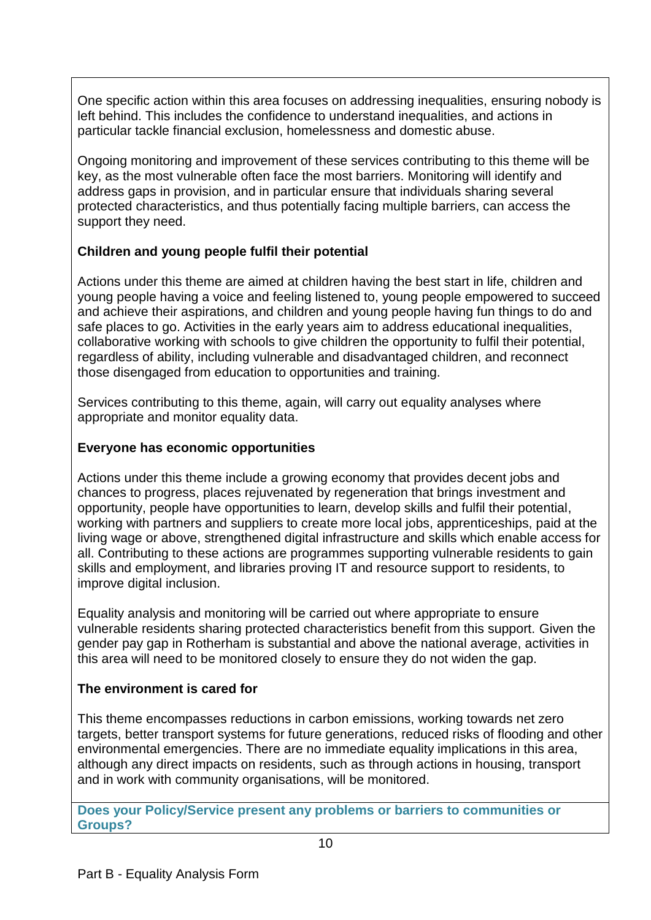One specific action within this area focuses on addressing inequalities, ensuring nobody is left behind. This includes the confidence to understand inequalities, and actions in particular tackle financial exclusion, homelessness and domestic abuse.

Ongoing monitoring and improvement of these services contributing to this theme will be key, as the most vulnerable often face the most barriers. Monitoring will identify and address gaps in provision, and in particular ensure that individuals sharing several protected characteristics, and thus potentially facing multiple barriers, can access the support they need.

**Children and young people fulfil their potential**

Actions under this theme are aimed at children having the best start in life, children and young people having a voice and feeling listened to, young people empowered to succeed and achieve their aspirations, and children and young people having fun things to do and safe places to go. Activities in the early years aim to address educational inequalities, collaborative working with schools to give children the opportunity to fulfil their potential, regardless of ability, including vulnerable and disadvantaged children, and reconnect those disengaged from education to opportunities and training.

Services contributing to this theme, again, will carry out equality analyses where appropriate and monitor equality data.

**Everyone has economic opportunities**

Actions under this theme include a growing economy that provides decent jobs and chances to progress, places rejuvenated by regeneration that brings investment and opportunity, people have opportunities to learn, develop skills and fulfil their potential, working with partners and suppliers to create more local jobs, apprenticeships, paid at the living wage or above, strengthened digital infrastructure and skills which enable access for all. Contributing to these actions are programmes supporting vulnerable residents to gain skills and employment, and libraries proving IT and resource support to residents, to improve digital inclusion.

Equality analysis and monitoring will be carried out where appropriate to ensure vulnerable residents sharing protected characteristics benefit from this support. Given the gender pay gap in Rotherham is substantial and above the national average, activities in this area will need to be monitored closely to ensure they do not widen the gap.

**The environment is cared for**

This theme encompasses reductions in carbon emissions, working towards net zero targets, better transport systems for future generations, reduced risks of flooding and other environmental emergencies. There are no immediate equality implications in this area, although any direct impacts on residents, such as through actions in housing, transport and in work with community organisations, will be monitored.

**Does your Policy/Service present any problems or barriers to communities or Groups?**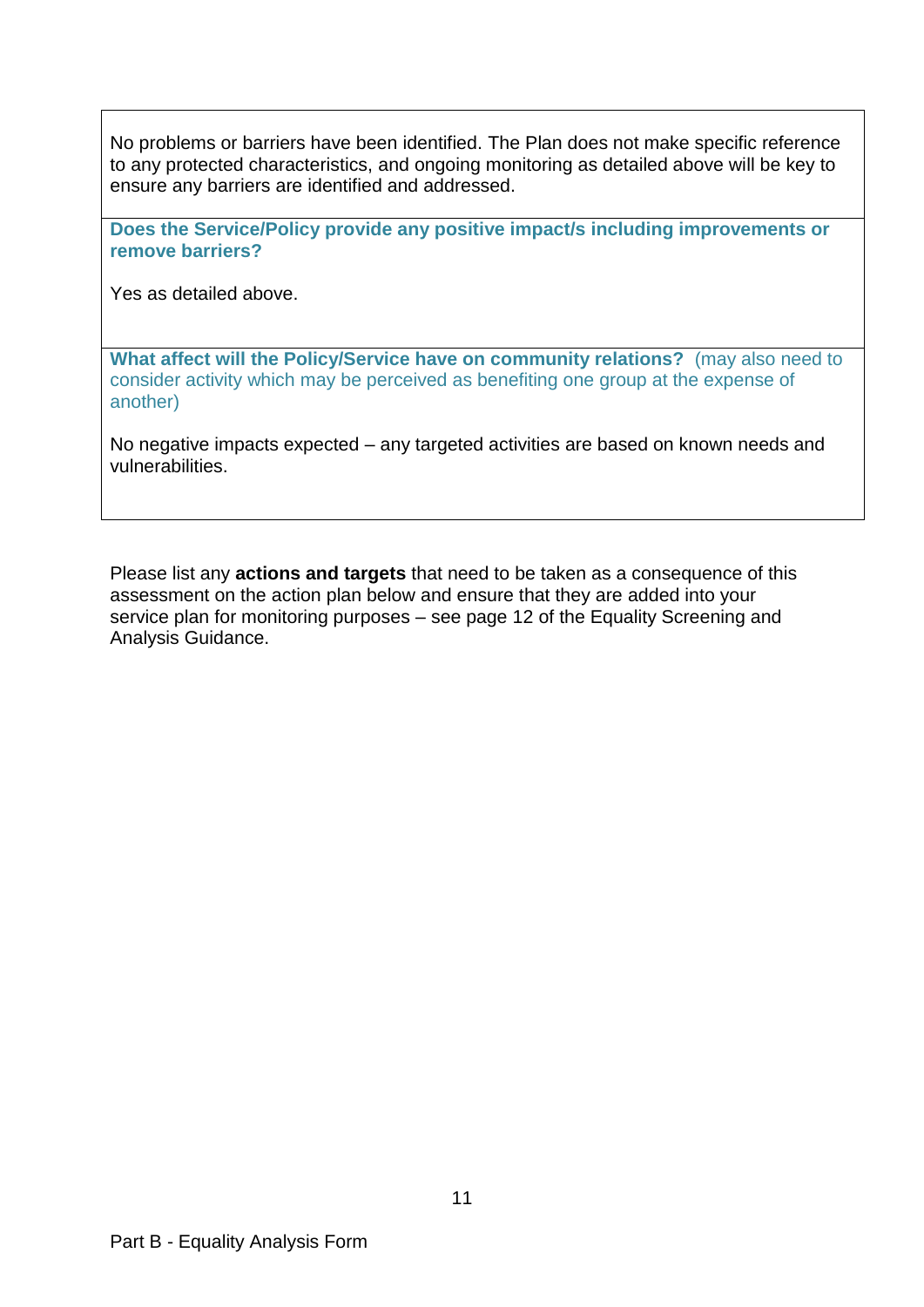No problems or barriers have been identified. The Plan does not make specific reference to any protected characteristics, and ongoing monitoring as detailed above will be key to ensure any barriers are identified and addressed.

**Does the Service/Policy provide any positive impact/s including improvements or remove barriers?**

Yes as detailed above.

**What affect will the Policy/Service have on community relations?** (may also need to consider activity which may be perceived as benefiting one group at the expense of another)

No negative impacts expected – any targeted activities are based on known needs and vulnerabilities.

Please list any **actions and targets** that need to be taken as a consequence of this assessment on the action plan below and ensure that they are added into your service plan for monitoring purposes – see page 12 of the Equality Screening and Analysis Guidance.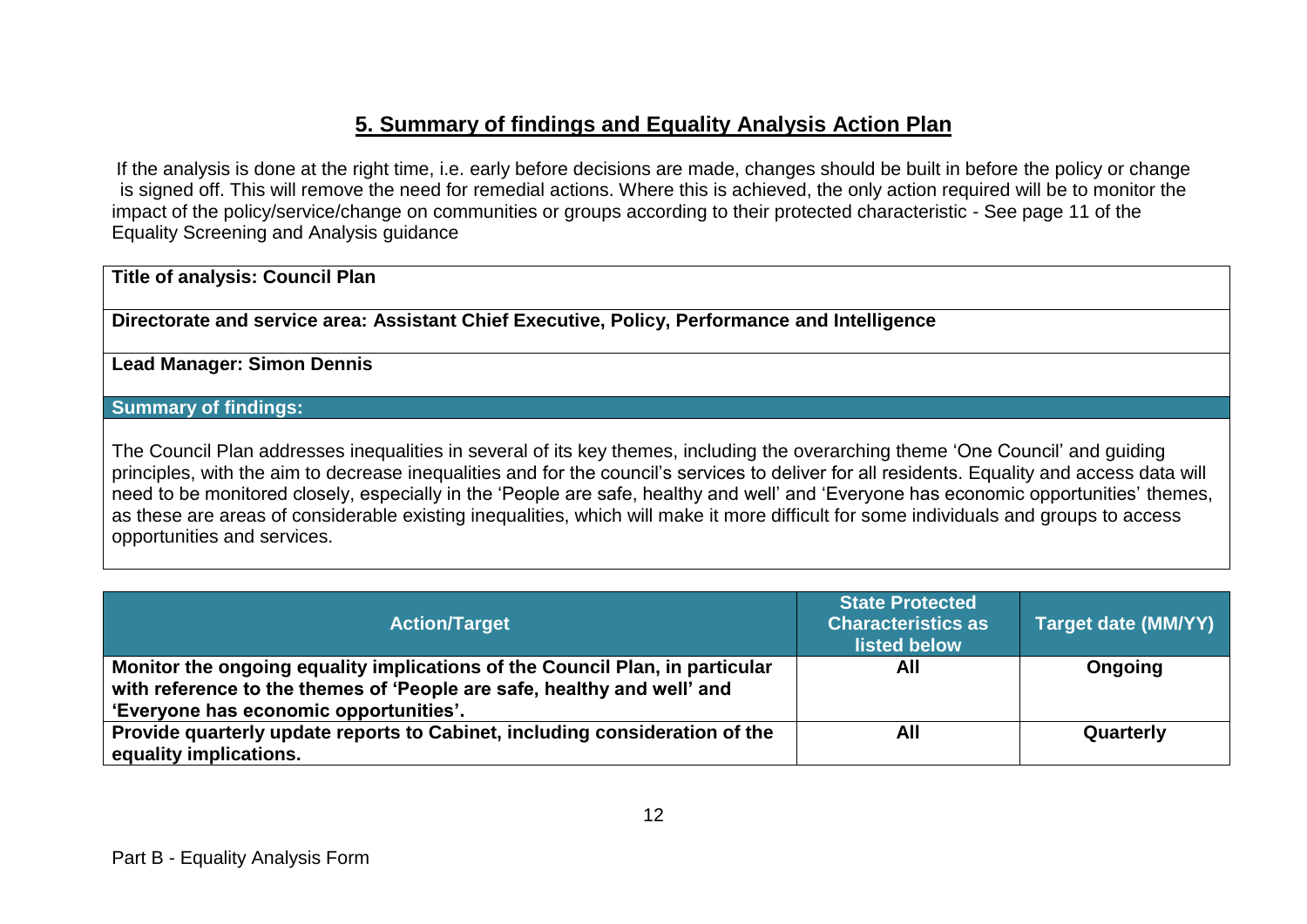## 5. Summary of findings and Equality Analysis Action Plan

If the analysis is done at the right time, i.e. early before decisions are made, changes should be built in before the policy or change is signed off. This will remove the need for remedial actions. Where this is achieved, the only action required will be to monitor the impact of the policy/service/change on communities or groups according to their protected characteristic - See page 11 of the Equality Screening and Analysis guidance

**Title of analysis: Council Plan**

**Directorate and service area: Assistant Chief Executive, Policy, Performance and Intelligence**

**Lead Manager: Simon Dennis**

**Summary of findings:**

The Council Plan addresses inequalities in several of its key themes, including the overarching theme 'One Council' and guiding principles, with the aim to decrease inequalities and for the council's services to deliver for all residents. Equality and access data will need to be monitored closely, especially in the 'People are safe, healthy and well' and 'Everyone has economic opportunities' themes, as these are areas of considerable existing inequalities, which will make it more difficult for some individuals and groups to access opportunities and services.

| Action/Target | State Protected Characteristics as listed below | Target date (MM/YY) |
|---|---|---|
| **Monitor the ongoing equality implications of the Council Plan, in particular with reference to the themes of 'People are safe, healthy and well' and 'Everyone has economic opportunities'.** | **All** | **Ongoing** |
| **Provide quarterly update reports to Cabinet, including consideration of the equality implications.** | **All** | **Quarterly** |

Part B - Equality Analysis Form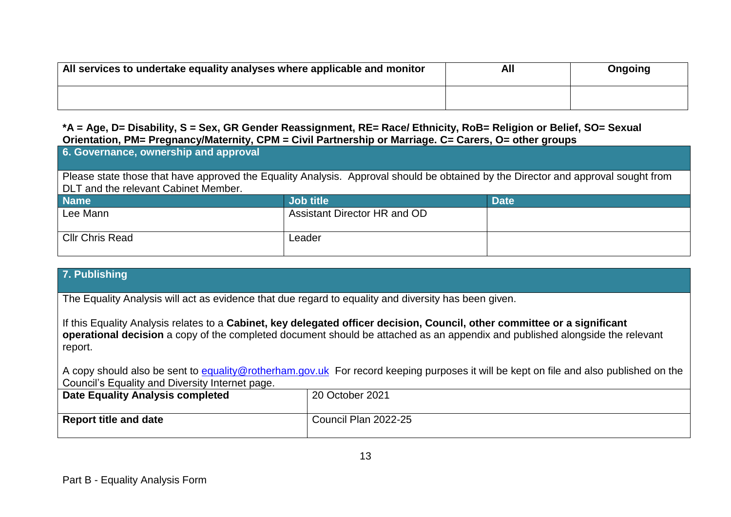| All services to undertake equality analyses where applicable and monitor | All | Ongoing |
| --- | --- | --- |
| | | |

***A = Age, D= Disability, S = Sex, GR Gender Reassignment, RE= Race/ Ethnicity, RoB= Religion or Belief, SO= Sexual Orientation, PM= Pregnancy/Maternity, CPM = Civil Partnership or Marriage. C= Carers, O= other groups**

## 6. Governance, ownership and approval

Please state those that have approved the Equality Analysis. Approval should be obtained by the Director and approval sought from DLT and the relevant Cabinet Member.

| Name | Job title | Date |
| --- | --- | --- |
| Lee Mann | Assistant Director HR and OD | |
| Cllr Chris Read | Leader | |

## 7. Publishing

The Equality Analysis will act as evidence that due regard to equality and diversity has been given.

If this Equality Analysis relates to a **Cabinet, key delegated officer decision, Council, other committee or a significant operational decision** a copy of the completed document should be attached as an appendix and published alongside the relevant report.

A copy should also be sent to equality@rotherham.gov.uk For record keeping purposes it will be kept on file and also published on the Council's Equality and Diversity Internet page.

| **Date Equality Analysis completed** | 20 October 2021 |
| --- | --- |
| **Report title and date** | Council Plan 2022-25 |

Part B - Equality Analysis Form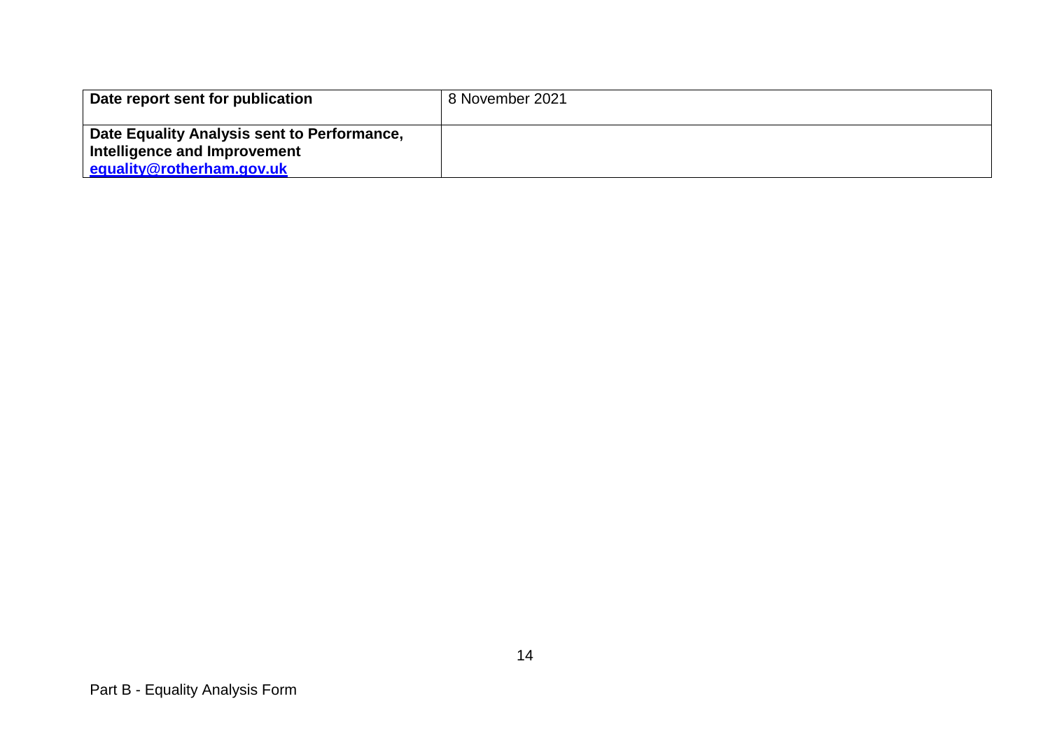| | |
|---|---|
| **Date report sent for publication** | 8 November 2021 |
| **Date Equality Analysis sent to Performance, Intelligence and Improvement [equality@rotherham.gov.uk](mailto:equality@rotherham.gov.uk)** | |